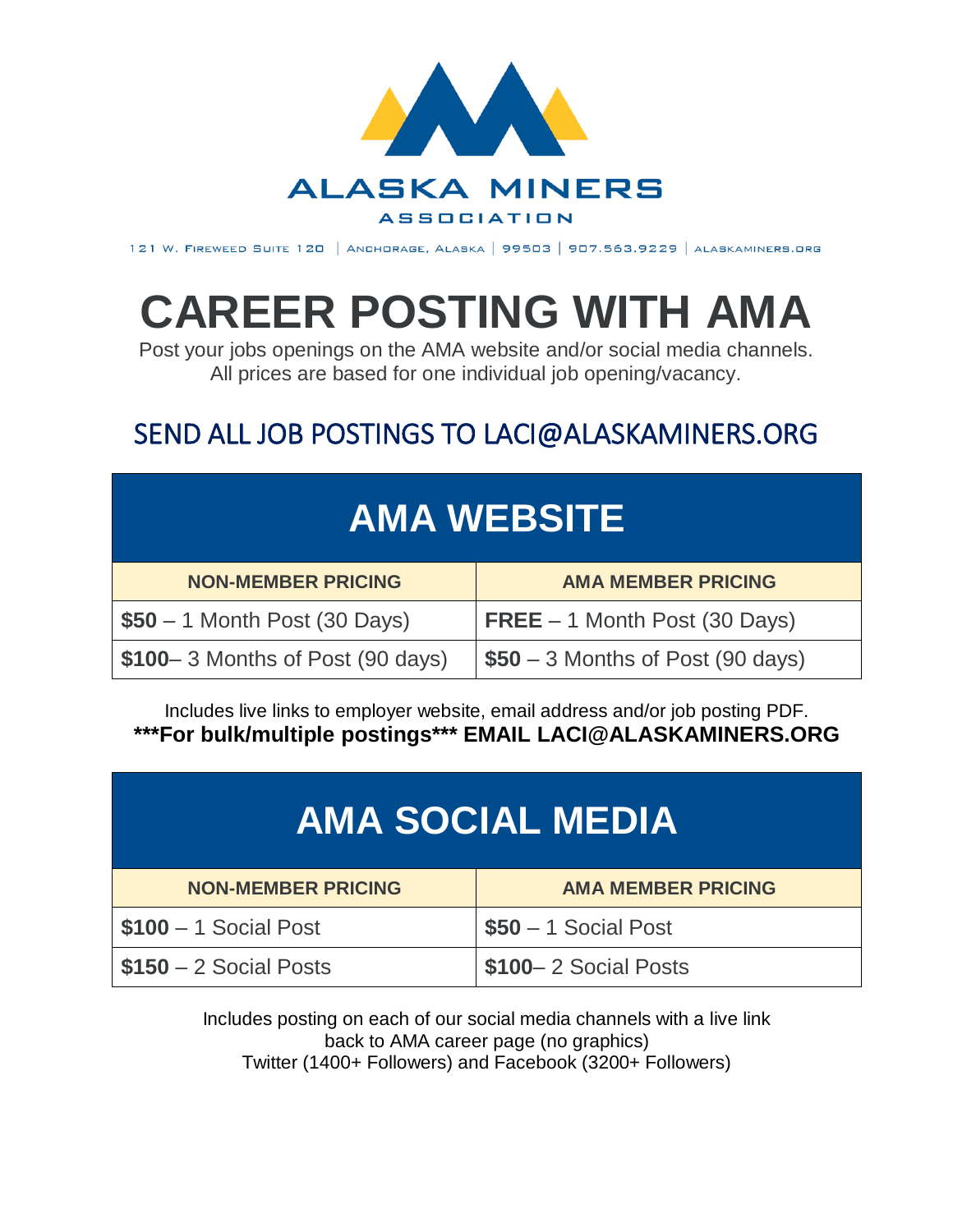ALASKA MINERS ASSOCIATION

121 W. Fireweed Suite 120 | Anchorage, Alaska | 99503 | 907.563.9229 | alaskaminers.org

# CAREER POSTING WITH AMA

Post your jobs openings on the AMA website and/or social media channels.
All prices are based for one individual job opening/vacancy.

## SEND ALL JOB POSTINGS TO LACI@ALASKAMINERS.ORG

| AMA WEBSITE | |
|---|---|
| **NON-MEMBER PRICING** | **AMA MEMBER PRICING** |
| **$50** – 1 Month Post (30 Days) | **FREE** – 1 Month Post (30 Days) |
| **$100**– 3 Months of Post (90 days) | **$50** – 3 Months of Post (90 days) |

Includes live links to employer website, email address and/or job posting PDF.
**\*\*\*For bulk/multiple postings\*\*\* EMAIL LACI@ALASKAMINERS.ORG**

| AMA SOCIAL MEDIA | |
|---|---|
| **NON-MEMBER PRICING** | **AMA MEMBER PRICING** |
| **$100** – 1 Social Post | **$50** – 1 Social Post |
| **$150** – 2 Social Posts | **$100**– 2 Social Posts |

Includes posting on each of our social media channels with a live link back to AMA career page (no graphics)
Twitter (1400+ Followers) and Facebook (3200+ Followers)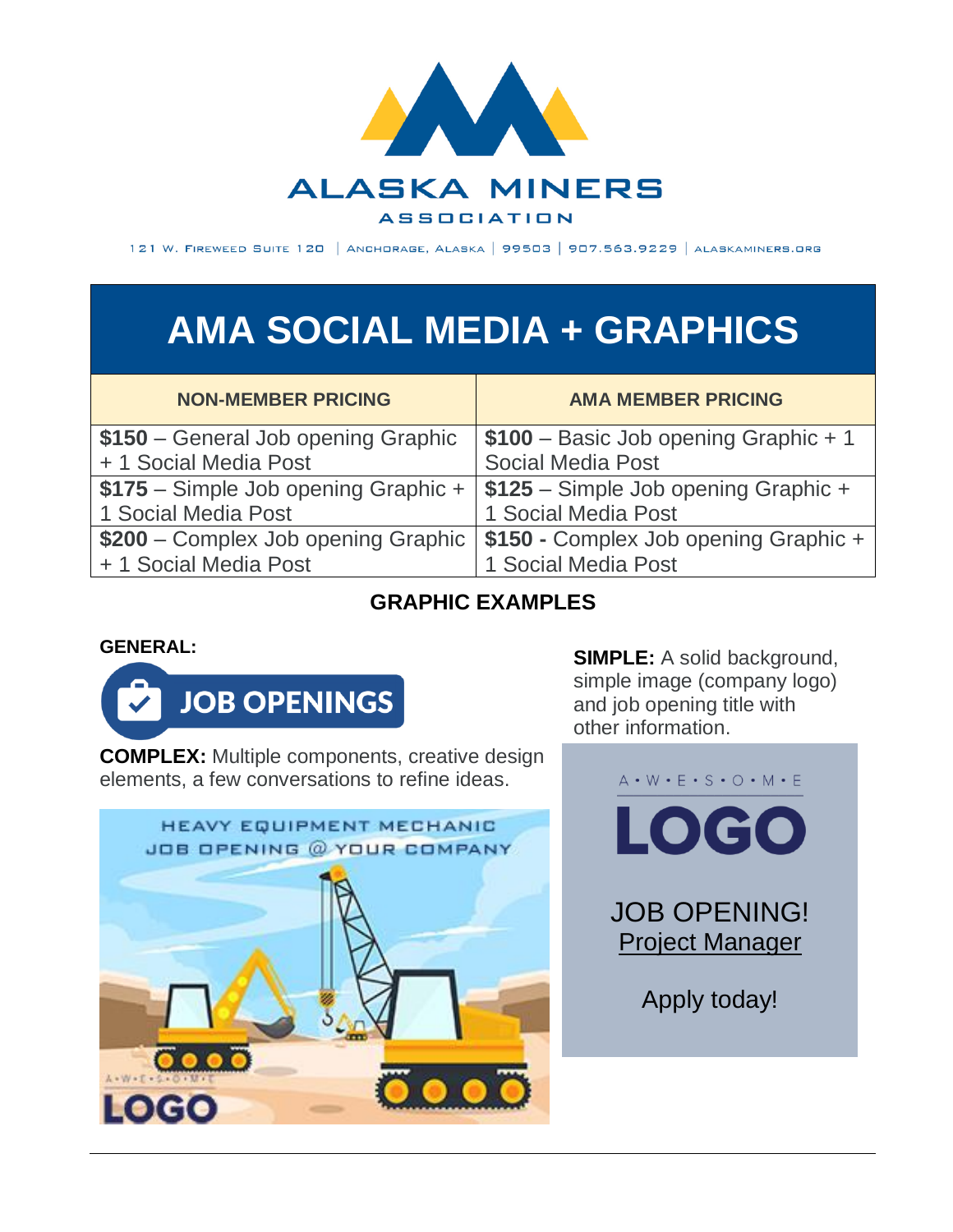ALASKA MINERS ASSOCIATION

121 W. Fireweed Suite 120 | Anchorage, Alaska | 99503 | 907.563.9229 | alaskaminers.org

# AMA SOCIAL MEDIA + GRAPHICS

| NON-MEMBER PRICING | AMA MEMBER PRICING |
|---|---|
| **$150** – General Job opening Graphic + 1 Social Media Post | **$100** – Basic Job opening Graphic + 1 Social Media Post |
| **$175** – Simple Job opening Graphic + 1 Social Media Post | **$125** – Simple Job opening Graphic + 1 Social Media Post |
| **$200** – Complex Job opening Graphic + 1 Social Media Post | **$150 -** Complex Job opening Graphic + 1 Social Media Post |

## GRAPHIC EXAMPLES

**GENERAL:**

JOB OPENINGS

**COMPLEX:** Multiple components, creative design elements, a few conversations to refine ideas.

HEAVY EQUIPMENT MECHANIC
JOB OPENING @ YOUR COMPANY

A•W•E•S•O•M•E
LOGO

**SIMPLE:** A solid background, simple image (company logo) and job opening title with other information.

A•W•E•S•O•M•E
LOGO

JOB OPENING!
Project Manager

Apply today!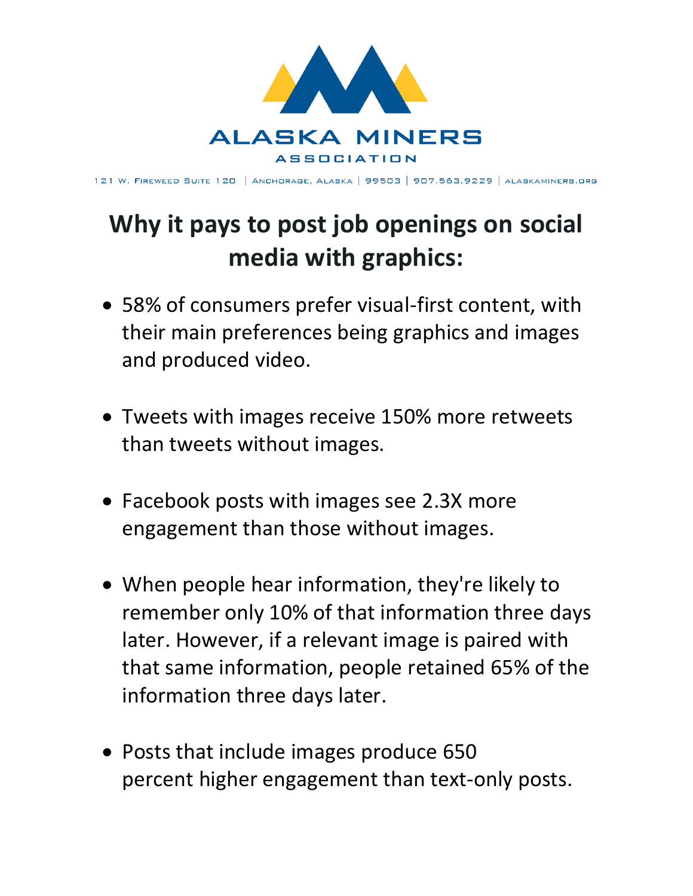ALASKA MINERS ASSOCIATION

121 W. Fireweed Suite 120 | Anchorage, Alaska | 99503 | 907.563.9229 | alaskaminers.org

# Why it pays to post job openings on social media with graphics:

- 58% of consumers prefer visual-first content, with their main preferences being graphics and images and produced video.

- Tweets with images receive 150% more retweets than tweets without images.

- Facebook posts with images see 2.3X more engagement than those without images.

- When people hear information, they're likely to remember only 10% of that information three days later. However, if a relevant image is paired with that same information, people retained 65% of the information three days later.

- Posts that include images produce 650 percent higher engagement than text-only posts.